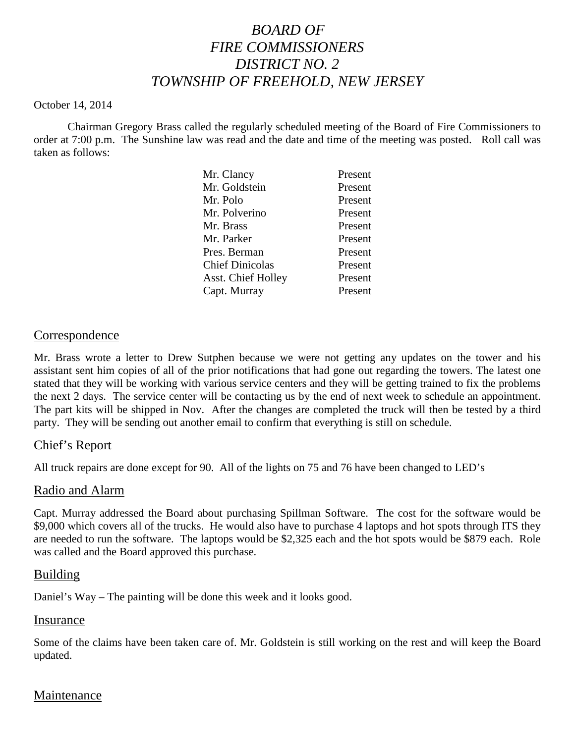# *BOARD OF FIRE COMMISSIONERS DISTRICT NO. 2 TOWNSHIP OF FREEHOLD, NEW JERSEY*

October 14, 2014

Chairman Gregory Brass called the regularly scheduled meeting of the Board of Fire Commissioners to order at 7:00 p.m. The Sunshine law was read and the date and time of the meeting was posted. Roll call was taken as follows:

| | |
|---|---|
| Mr. Clancy | Present |
| Mr. Goldstein | Present |
| Mr. Polo | Present |
| Mr. Polverino | Present |
| Mr. Brass | Present |
| Mr. Parker | Present |
| Pres. Berman | Present |
| Chief Dinicolas | Present |
| Asst. Chief Holley | Present |
| Capt. Murray | Present |

## Correspondence

Mr. Brass wrote a letter to Drew Sutphen because we were not getting any updates on the tower and his assistant sent him copies of all of the prior notifications that had gone out regarding the towers. The latest one stated that they will be working with various service centers and they will be getting trained to fix the problems the next 2 days. The service center will be contacting us by the end of next week to schedule an appointment. The part kits will be shipped in Nov. After the changes are completed the truck will then be tested by a third party. They will be sending out another email to confirm that everything is still on schedule.

## Chief's Report

All truck repairs are done except for 90. All of the lights on 75 and 76 have been changed to LED's

## Radio and Alarm

Capt. Murray addressed the Board about purchasing Spillman Software. The cost for the software would be $9,000 which covers all of the trucks. He would also have to purchase 4 laptops and hot spots through ITS they are needed to run the software. The laptops would be $2,325 each and the hot spots would be $879 each. Role was called and the Board approved this purchase.

## Building

Daniel's Way – The painting will be done this week and it looks good.

## Insurance

Some of the claims have been taken care of. Mr. Goldstein is still working on the rest and will keep the Board updated.

## Maintenance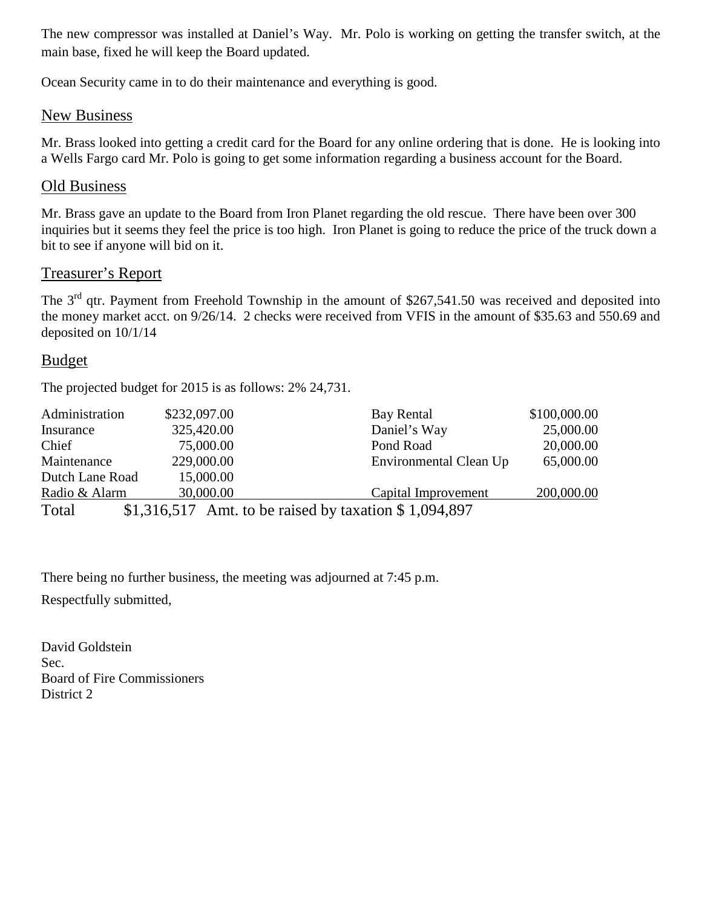The new compressor was installed at Daniel's Way. Mr. Polo is working on getting the transfer switch, at the main base, fixed he will keep the Board updated.

Ocean Security came in to do their maintenance and everything is good.

## New Business

Mr. Brass looked into getting a credit card for the Board for any online ordering that is done. He is looking into a Wells Fargo card Mr. Polo is going to get some information regarding a business account for the Board.

## Old Business

Mr. Brass gave an update to the Board from Iron Planet regarding the old rescue. There have been over 300 inquiries but it seems they feel the price is too high. Iron Planet is going to reduce the price of the truck down a bit to see if anyone will bid on it.

## Treasurer's Report

The 3rd qtr. Payment from Freehold Township in the amount of $267,541.50 was received and deposited into the money market acct. on 9/26/14. 2 checks were received from VFIS in the amount of $35.63 and 550.69 and deposited on 10/1/14

## Budget

The projected budget for 2015 is as follows: 2% 24,731.

| | | | |
|---|---|---|---|
| Administration | $232,097.00 | Bay Rental | $100,000.00 |
| Insurance | 325,420.00 | Daniel's Way | 25,000.00 |
| Chief | 75,000.00 | Pond Road | 20,000.00 |
| Maintenance | 229,000.00 | Environmental Clean Up | 65,000.00 |
| Dutch Lane Road | 15,000.00 | | |
| Radio & Alarm | 30,000.00 | Capital Improvement | 200,000.00 |

Total $1,316,517 Amt. to be raised by taxation $ 1,094,897

There being no further business, the meeting was adjourned at 7:45 p.m.

Respectfully submitted,

David Goldstein
Sec.
Board of Fire Commissioners
District 2